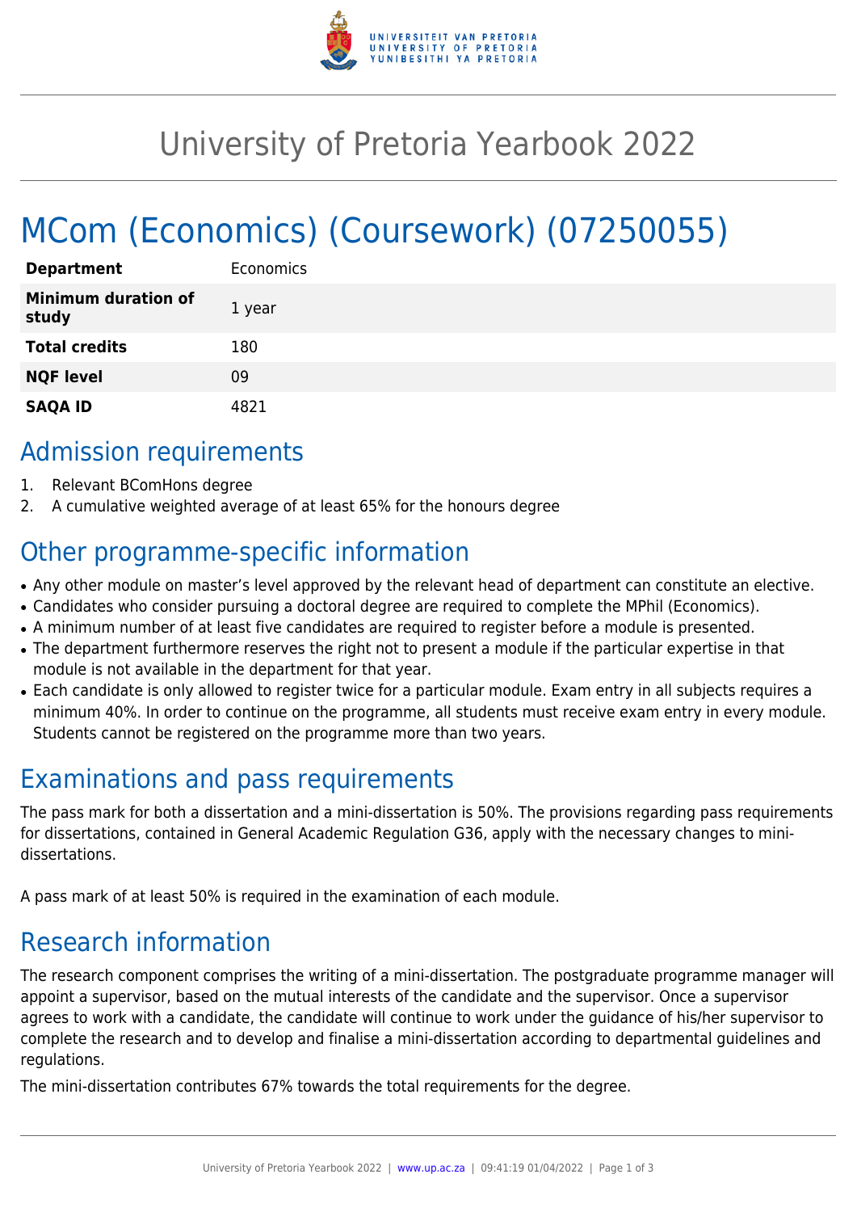# University of Pretoria Yearbook 2022

# MCom (Economics) (Coursework) (07250055)

| | |
|---|---|
| **Department** | Economics |
| **Minimum duration of study** | 1 year |
| **Total credits** | 180 |
| **NQF level** | 09 |
| **SAQA ID** | 4821 |

## Admission requirements

1. Relevant BComHons degree
2. A cumulative weighted average of at least 65% for the honours degree

## Other programme-specific information

- Any other module on master's level approved by the relevant head of department can constitute an elective.
- Candidates who consider pursuing a doctoral degree are required to complete the MPhil (Economics).
- A minimum number of at least five candidates are required to register before a module is presented.
- The department furthermore reserves the right not to present a module if the particular expertise in that module is not available in the department for that year.
- Each candidate is only allowed to register twice for a particular module. Exam entry in all subjects requires a minimum 40%. In order to continue on the programme, all students must receive exam entry in every module. Students cannot be registered on the programme more than two years.

## Examinations and pass requirements

The pass mark for both a dissertation and a mini-dissertation is 50%. The provisions regarding pass requirements for dissertations, contained in General Academic Regulation G36, apply with the necessary changes to mini-dissertations.

A pass mark of at least 50% is required in the examination of each module.

## Research information

The research component comprises the writing of a mini-dissertation. The postgraduate programme manager will appoint a supervisor, based on the mutual interests of the candidate and the supervisor. Once a supervisor agrees to work with a candidate, the candidate will continue to work under the guidance of his/her supervisor to complete the research and to develop and finalise a mini-dissertation according to departmental guidelines and regulations.

The mini-dissertation contributes 67% towards the total requirements for the degree.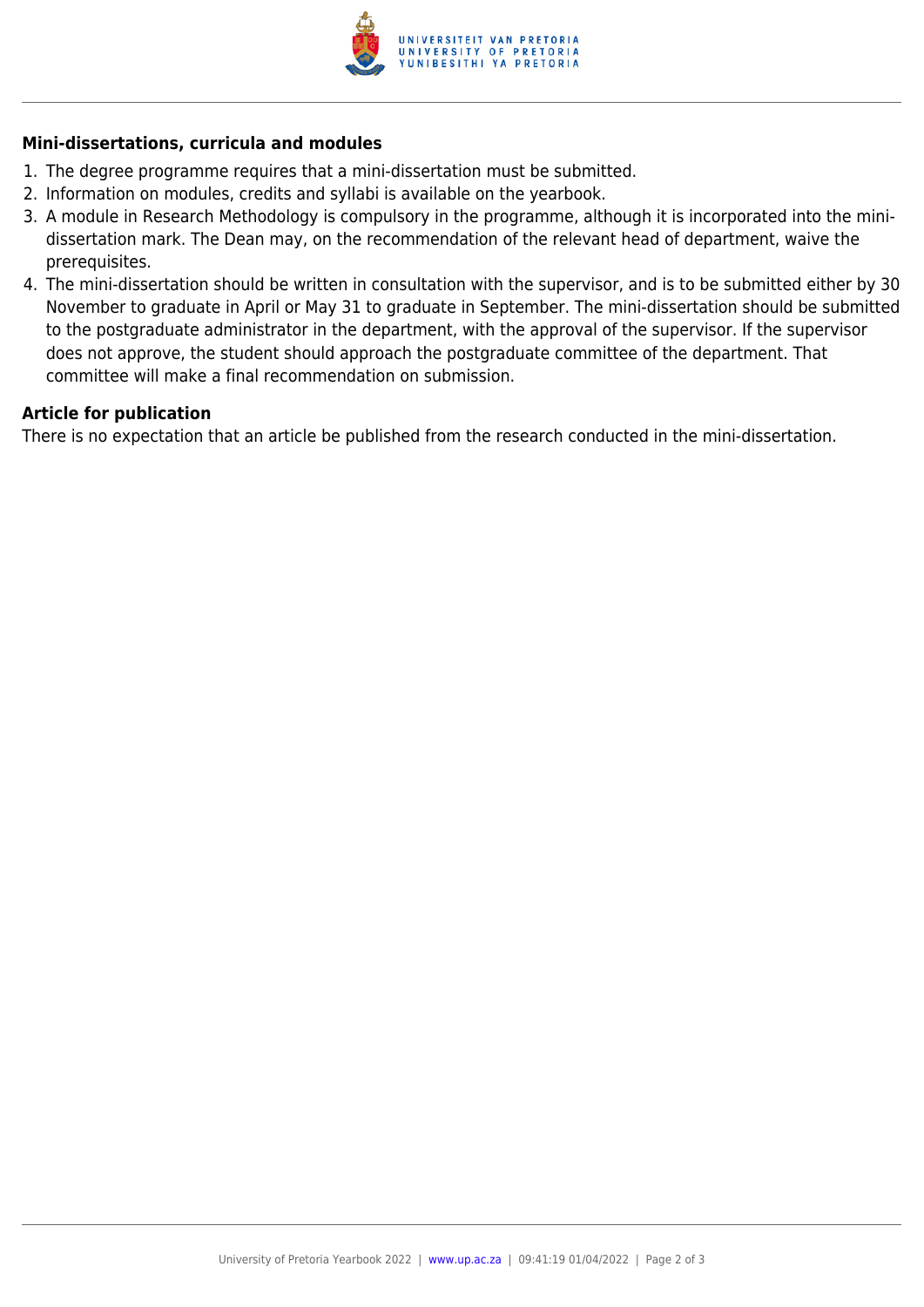### Mini-dissertations, curricula and modules

1. The degree programme requires that a mini-dissertation must be submitted.
2. Information on modules, credits and syllabi is available on the yearbook.
3. A module in Research Methodology is compulsory in the programme, although it is incorporated into the mini-dissertation mark. The Dean may, on the recommendation of the relevant head of department, waive the prerequisites.
4. The mini-dissertation should be written in consultation with the supervisor, and is to be submitted either by 30 November to graduate in April or May 31 to graduate in September. The mini-dissertation should be submitted to the postgraduate administrator in the department, with the approval of the supervisor. If the supervisor does not approve, the student should approach the postgraduate committee of the department. That committee will make a final recommendation on submission.

### Article for publication

There is no expectation that an article be published from the research conducted in the mini-dissertation.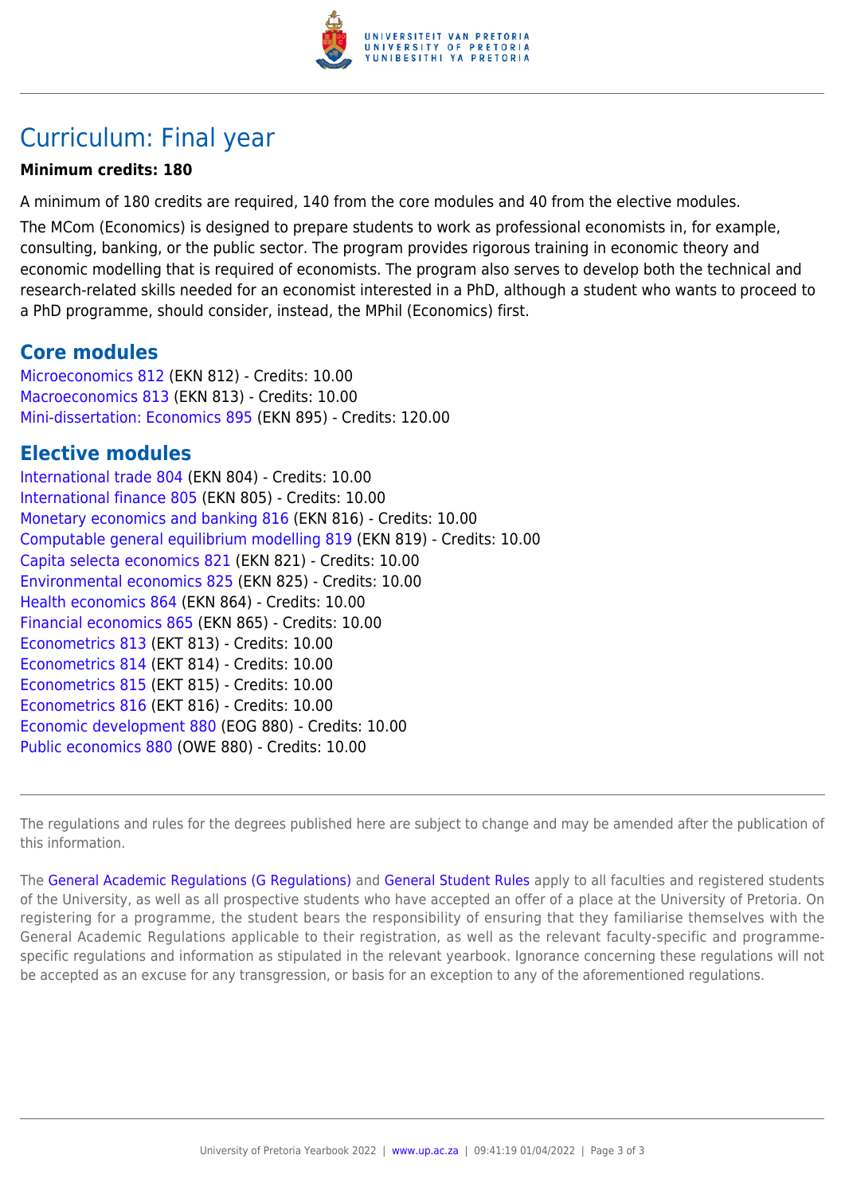# Curriculum: Final year

**Minimum credits: 180**

A minimum of 180 credits are required, 140 from the core modules and 40 from the elective modules.

The MCom (Economics) is designed to prepare students to work as professional economists in, for example, consulting, banking, or the public sector. The program provides rigorous training in economic theory and economic modelling that is required of economists. The program also serves to develop both the technical and research-related skills needed for an economist interested in a PhD, although a student who wants to proceed to a PhD programme, should consider, instead, the MPhil (Economics) first.

## Core modules

Microeconomics 812 (EKN 812) - Credits: 10.00
Macroeconomics 813 (EKN 813) - Credits: 10.00
Mini-dissertation: Economics 895 (EKN 895) - Credits: 120.00

## Elective modules

International trade 804 (EKN 804) - Credits: 10.00
International finance 805 (EKN 805) - Credits: 10.00
Monetary economics and banking 816 (EKN 816) - Credits: 10.00
Computable general equilibrium modelling 819 (EKN 819) - Credits: 10.00
Capita selecta economics 821 (EKN 821) - Credits: 10.00
Environmental economics 825 (EKN 825) - Credits: 10.00
Health economics 864 (EKN 864) - Credits: 10.00
Financial economics 865 (EKN 865) - Credits: 10.00
Econometrics 813 (EKT 813) - Credits: 10.00
Econometrics 814 (EKT 814) - Credits: 10.00
Econometrics 815 (EKT 815) - Credits: 10.00
Econometrics 816 (EKT 816) - Credits: 10.00
Economic development 880 (EOG 880) - Credits: 10.00
Public economics 880 (OWE 880) - Credits: 10.00

---

The regulations and rules for the degrees published here are subject to change and may be amended after the publication of this information.

The General Academic Regulations (G Regulations) and General Student Rules apply to all faculties and registered students of the University, as well as all prospective students who have accepted an offer of a place at the University of Pretoria. On registering for a programme, the student bears the responsibility of ensuring that they familiarise themselves with the General Academic Regulations applicable to their registration, as well as the relevant faculty-specific and programme-specific regulations and information as stipulated in the relevant yearbook. Ignorance concerning these regulations will not be accepted as an excuse for any transgression, or basis for an exception to any of the aforementioned regulations.